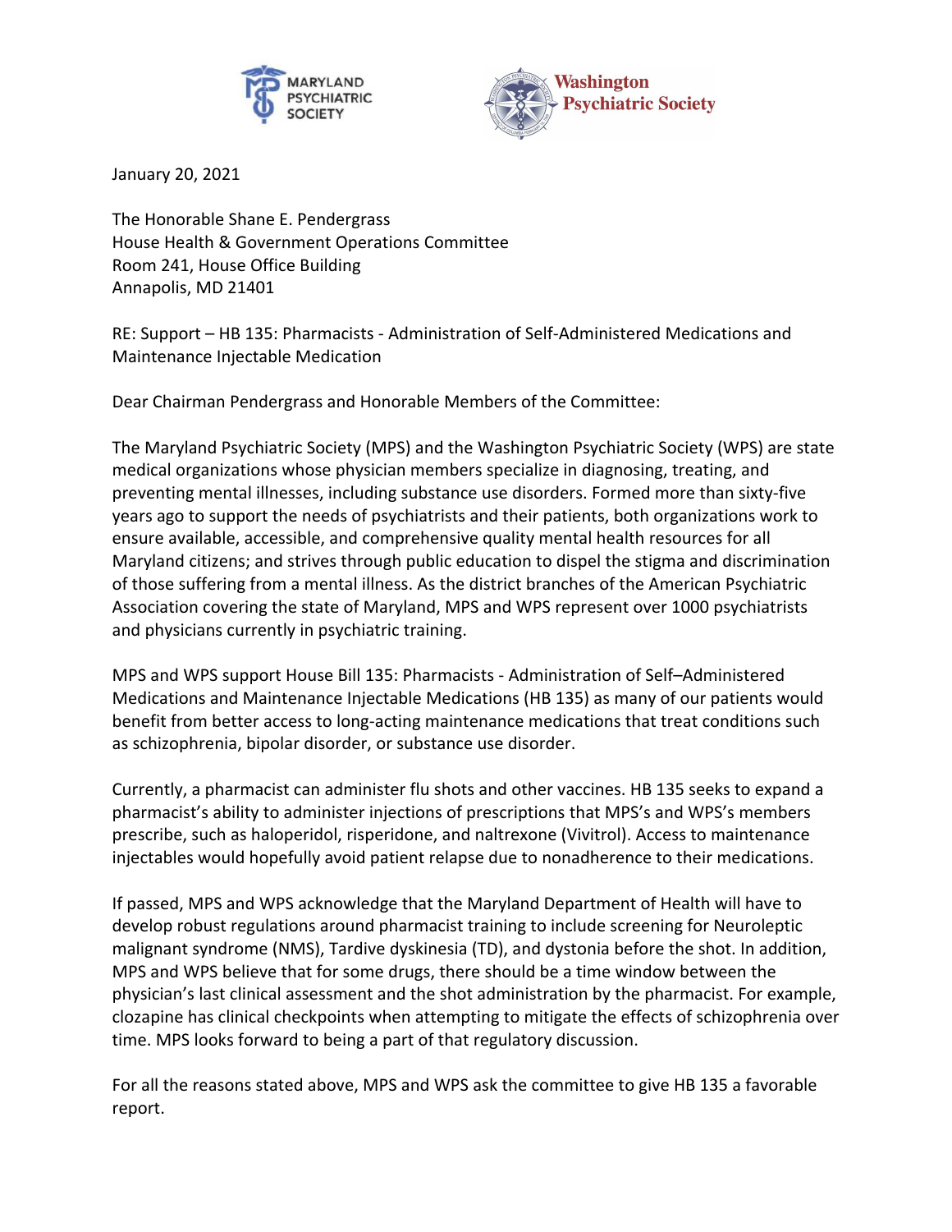MARYLAND PSYCHIATRIC SOCIETY

Washington Psychiatric Society

January 20, 2021

The Honorable Shane E. Pendergrass
House Health & Government Operations Committee
Room 241, House Office Building
Annapolis, MD 21401

RE: Support – HB 135: Pharmacists - Administration of Self-Administered Medications and Maintenance Injectable Medication

Dear Chairman Pendergrass and Honorable Members of the Committee:

The Maryland Psychiatric Society (MPS) and the Washington Psychiatric Society (WPS) are state medical organizations whose physician members specialize in diagnosing, treating, and preventing mental illnesses, including substance use disorders. Formed more than sixty-five years ago to support the needs of psychiatrists and their patients, both organizations work to ensure available, accessible, and comprehensive quality mental health resources for all Maryland citizens; and strives through public education to dispel the stigma and discrimination of those suffering from a mental illness. As the district branches of the American Psychiatric Association covering the state of Maryland, MPS and WPS represent over 1000 psychiatrists and physicians currently in psychiatric training.

MPS and WPS support House Bill 135: Pharmacists - Administration of Self–Administered Medications and Maintenance Injectable Medications (HB 135) as many of our patients would benefit from better access to long-acting maintenance medications that treat conditions such as schizophrenia, bipolar disorder, or substance use disorder.

Currently, a pharmacist can administer flu shots and other vaccines. HB 135 seeks to expand a pharmacist's ability to administer injections of prescriptions that MPS's and WPS's members prescribe, such as haloperidol, risperidone, and naltrexone (Vivitrol). Access to maintenance injectables would hopefully avoid patient relapse due to nonadherence to their medications.

If passed, MPS and WPS acknowledge that the Maryland Department of Health will have to develop robust regulations around pharmacist training to include screening for Neuroleptic malignant syndrome (NMS), Tardive dyskinesia (TD), and dystonia before the shot. In addition, MPS and WPS believe that for some drugs, there should be a time window between the physician's last clinical assessment and the shot administration by the pharmacist. For example, clozapine has clinical checkpoints when attempting to mitigate the effects of schizophrenia over time. MPS looks forward to being a part of that regulatory discussion.

For all the reasons stated above, MPS and WPS ask the committee to give HB 135 a favorable report.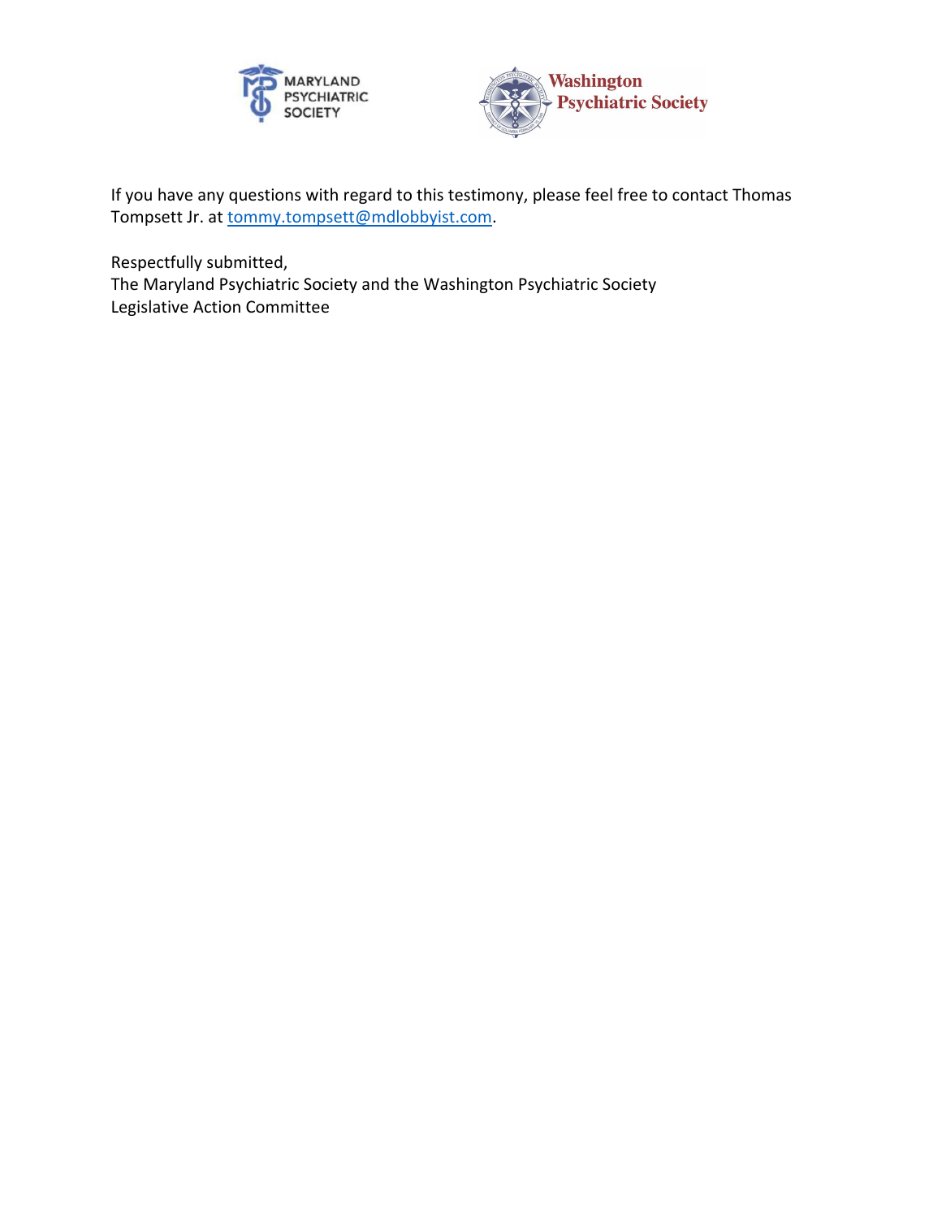If you have any questions with regard to this testimony, please feel free to contact Thomas Tompsett Jr. at tommy.tompsett@mdlobbyist.com.

Respectfully submitted,
The Maryland Psychiatric Society and the Washington Psychiatric Society
Legislative Action Committee